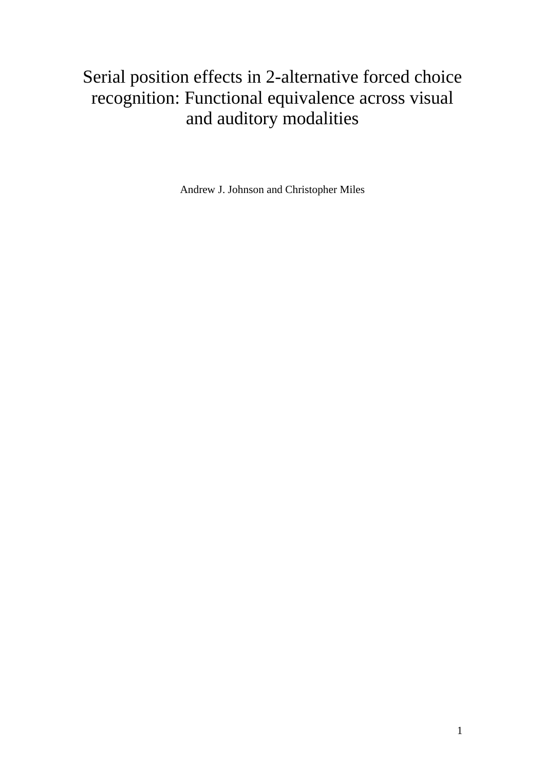# Serial position effects in 2-alternative forced choice recognition: Functional equivalence across visual and auditory modalities

Andrew J. Johnson and Christopher Miles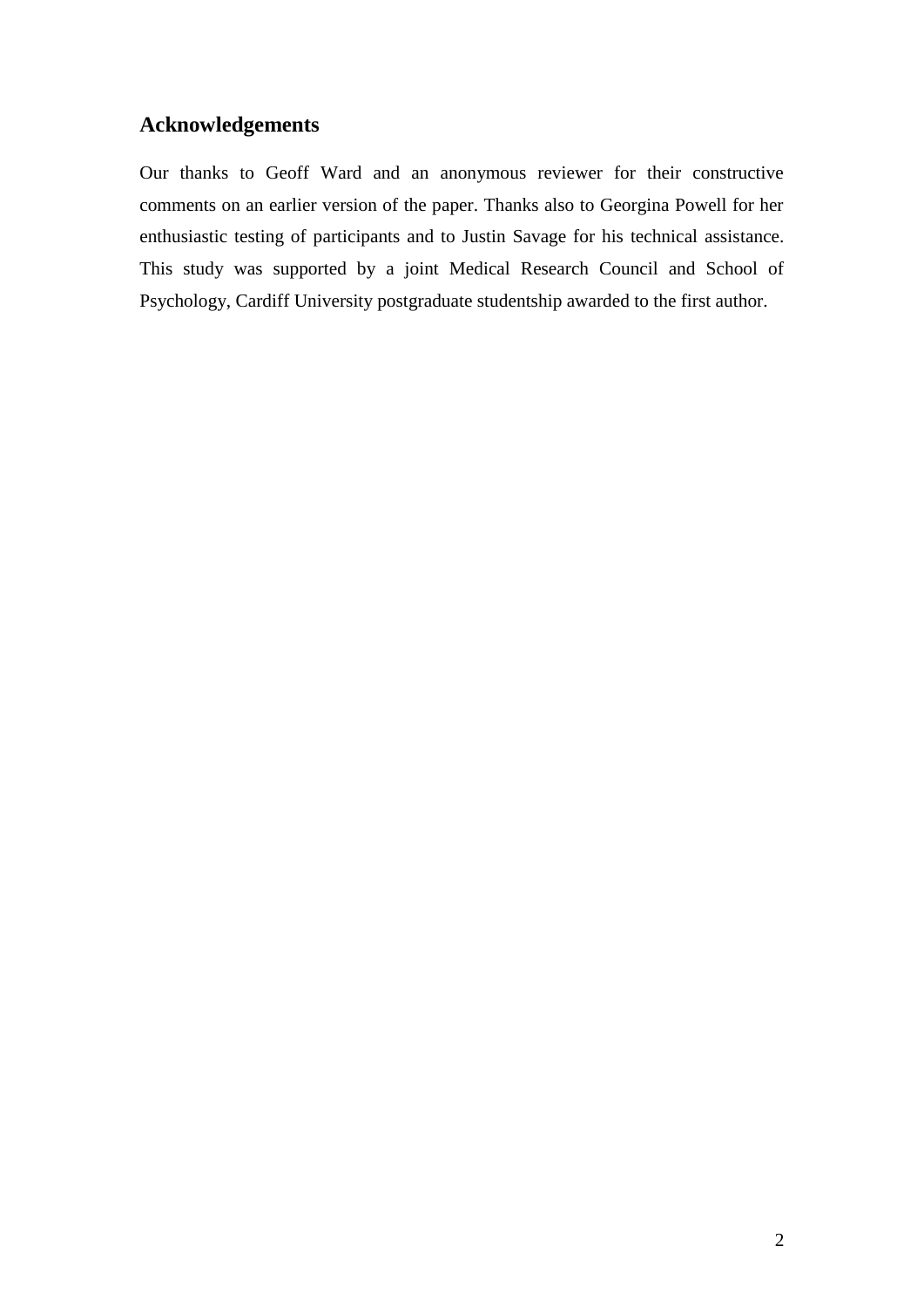## Acknowledgements

Our thanks to Geoff Ward and an anonymous reviewer for their constructive comments on an earlier version of the paper. Thanks also to Georgina Powell for her enthusiastic testing of participants and to Justin Savage for his technical assistance. This study was supported by a joint Medical Research Council and School of Psychology, Cardiff University postgraduate studentship awarded to the first author.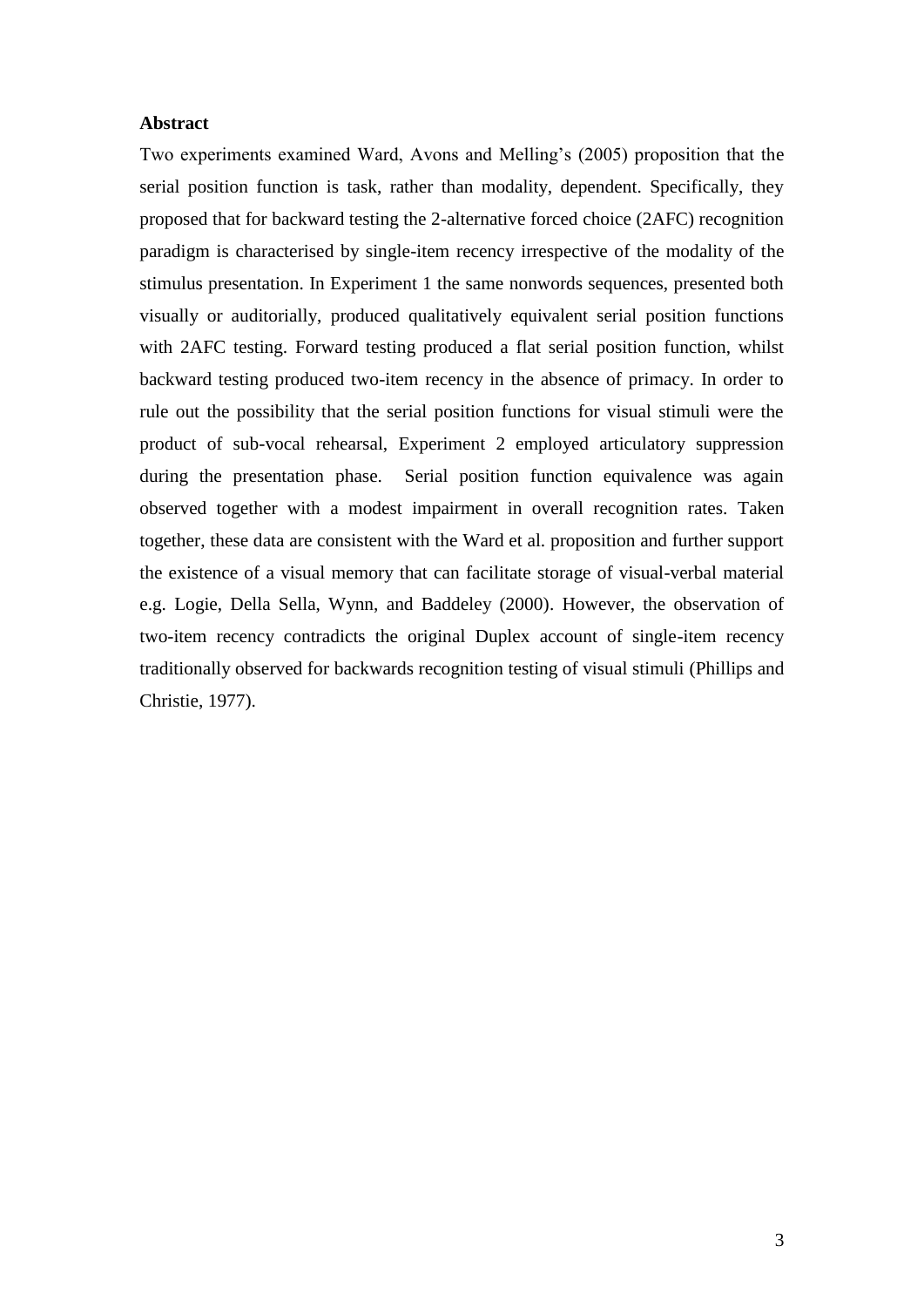**Abstract**

Two experiments examined Ward, Avons and Melling's (2005) proposition that the serial position function is task, rather than modality, dependent. Specifically, they proposed that for backward testing the 2-alternative forced choice (2AFC) recognition paradigm is characterised by single-item recency irrespective of the modality of the stimulus presentation. In Experiment 1 the same nonwords sequences, presented both visually or auditorially, produced qualitatively equivalent serial position functions with 2AFC testing. Forward testing produced a flat serial position function, whilst backward testing produced two-item recency in the absence of primacy. In order to rule out the possibility that the serial position functions for visual stimuli were the product of sub-vocal rehearsal, Experiment 2 employed articulatory suppression during the presentation phase. Serial position function equivalence was again observed together with a modest impairment in overall recognition rates. Taken together, these data are consistent with the Ward et al. proposition and further support the existence of a visual memory that can facilitate storage of visual-verbal material e.g. Logie, Della Sella, Wynn, and Baddeley (2000). However, the observation of two-item recency contradicts the original Duplex account of single-item recency traditionally observed for backwards recognition testing of visual stimuli (Phillips and Christie, 1977).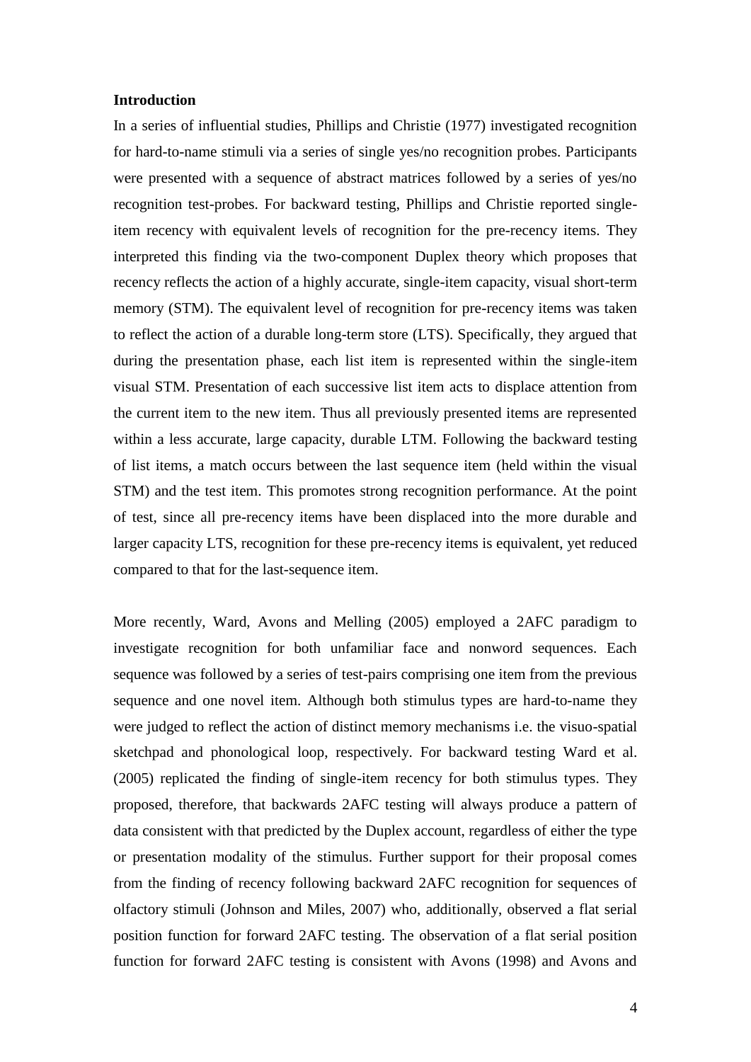**Introduction**

In a series of influential studies, Phillips and Christie (1977) investigated recognition for hard-to-name stimuli via a series of single yes/no recognition probes. Participants were presented with a sequence of abstract matrices followed by a series of yes/no recognition test-probes. For backward testing, Phillips and Christie reported single-item recency with equivalent levels of recognition for the pre-recency items. They interpreted this finding via the two-component Duplex theory which proposes that recency reflects the action of a highly accurate, single-item capacity, visual short-term memory (STM). The equivalent level of recognition for pre-recency items was taken to reflect the action of a durable long-term store (LTS). Specifically, they argued that during the presentation phase, each list item is represented within the single-item visual STM. Presentation of each successive list item acts to displace attention from the current item to the new item. Thus all previously presented items are represented within a less accurate, large capacity, durable LTM. Following the backward testing of list items, a match occurs between the last sequence item (held within the visual STM) and the test item. This promotes strong recognition performance. At the point of test, since all pre-recency items have been displaced into the more durable and larger capacity LTS, recognition for these pre-recency items is equivalent, yet reduced compared to that for the last-sequence item.

More recently, Ward, Avons and Melling (2005) employed a 2AFC paradigm to investigate recognition for both unfamiliar face and nonword sequences. Each sequence was followed by a series of test-pairs comprising one item from the previous sequence and one novel item. Although both stimulus types are hard-to-name they were judged to reflect the action of distinct memory mechanisms i.e. the visuo-spatial sketchpad and phonological loop, respectively. For backward testing Ward et al. (2005) replicated the finding of single-item recency for both stimulus types. They proposed, therefore, that backwards 2AFC testing will always produce a pattern of data consistent with that predicted by the Duplex account, regardless of either the type or presentation modality of the stimulus. Further support for their proposal comes from the finding of recency following backward 2AFC recognition for sequences of olfactory stimuli (Johnson and Miles, 2007) who, additionally, observed a flat serial position function for forward 2AFC testing. The observation of a flat serial position function for forward 2AFC testing is consistent with Avons (1998) and Avons and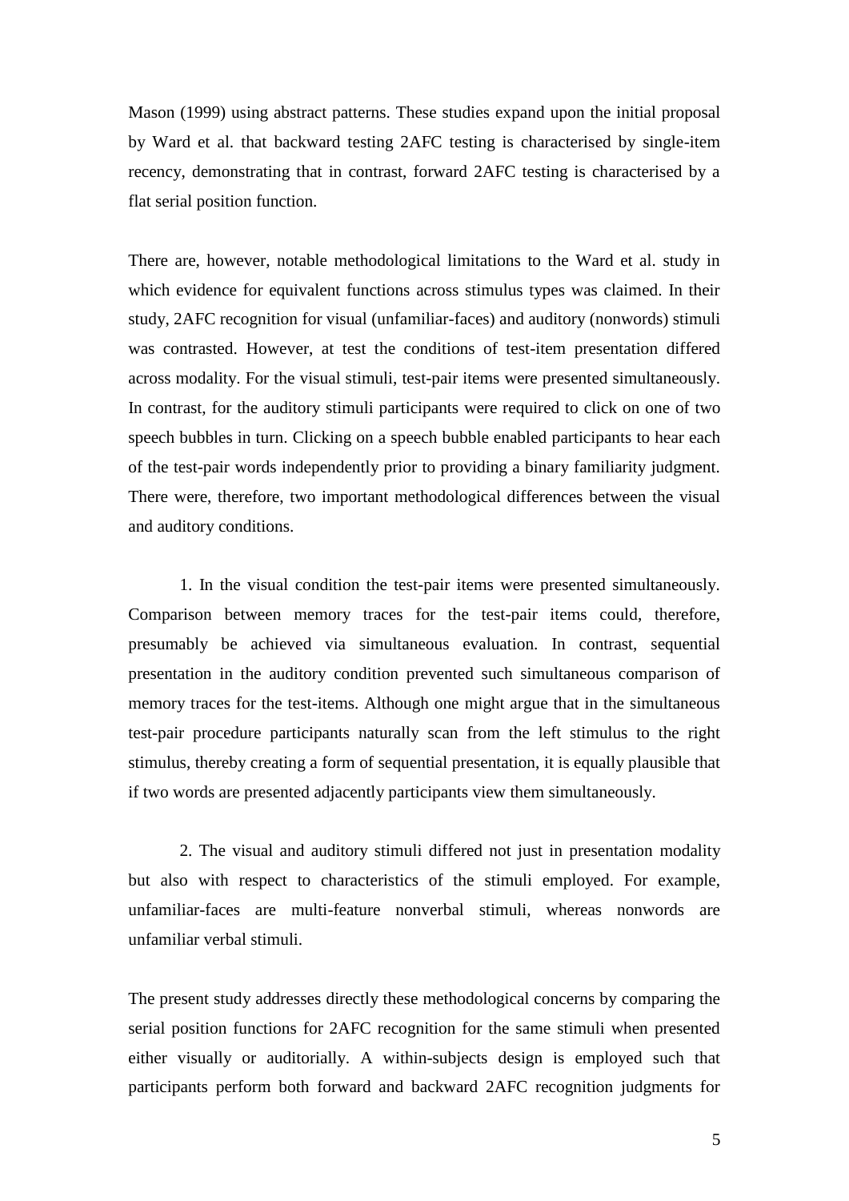Mason (1999) using abstract patterns. These studies expand upon the initial proposal by Ward et al. that backward testing 2AFC testing is characterised by single-item recency, demonstrating that in contrast, forward 2AFC testing is characterised by a flat serial position function.

There are, however, notable methodological limitations to the Ward et al. study in which evidence for equivalent functions across stimulus types was claimed. In their study, 2AFC recognition for visual (unfamiliar-faces) and auditory (nonwords) stimuli was contrasted. However, at test the conditions of test-item presentation differed across modality. For the visual stimuli, test-pair items were presented simultaneously. In contrast, for the auditory stimuli participants were required to click on one of two speech bubbles in turn. Clicking on a speech bubble enabled participants to hear each of the test-pair words independently prior to providing a binary familiarity judgment. There were, therefore, two important methodological differences between the visual and auditory conditions.

1. In the visual condition the test-pair items were presented simultaneously. Comparison between memory traces for the test-pair items could, therefore, presumably be achieved via simultaneous evaluation. In contrast, sequential presentation in the auditory condition prevented such simultaneous comparison of memory traces for the test-items. Although one might argue that in the simultaneous test-pair procedure participants naturally scan from the left stimulus to the right stimulus, thereby creating a form of sequential presentation, it is equally plausible that if two words are presented adjacently participants view them simultaneously.

2. The visual and auditory stimuli differed not just in presentation modality but also with respect to characteristics of the stimuli employed. For example, unfamiliar-faces are multi-feature nonverbal stimuli, whereas nonwords are unfamiliar verbal stimuli.

The present study addresses directly these methodological concerns by comparing the serial position functions for 2AFC recognition for the same stimuli when presented either visually or auditorially. A within-subjects design is employed such that participants perform both forward and backward 2AFC recognition judgments for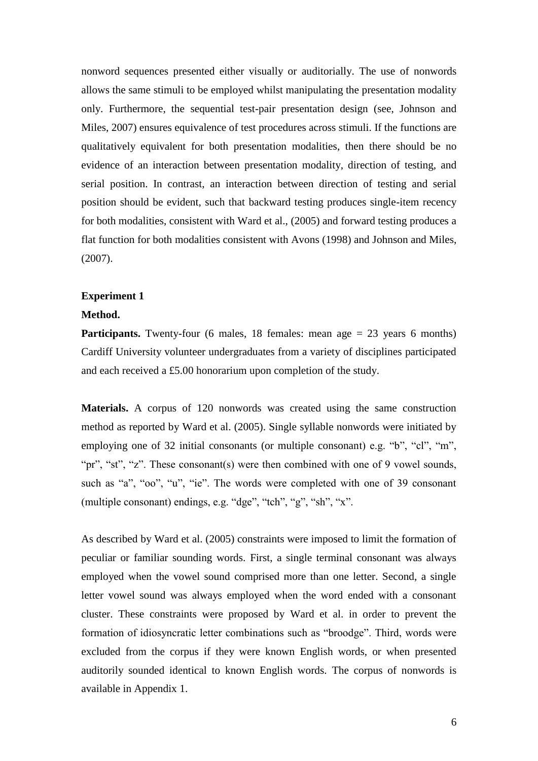nonword sequences presented either visually or auditorially. The use of nonwords allows the same stimuli to be employed whilst manipulating the presentation modality only. Furthermore, the sequential test-pair presentation design (see, Johnson and Miles, 2007) ensures equivalence of test procedures across stimuli. If the functions are qualitatively equivalent for both presentation modalities, then there should be no evidence of an interaction between presentation modality, direction of testing, and serial position. In contrast, an interaction between direction of testing and serial position should be evident, such that backward testing produces single-item recency for both modalities, consistent with Ward et al., (2005) and forward testing produces a flat function for both modalities consistent with Avons (1998) and Johnson and Miles, (2007).

## Experiment 1

### Method.

**Participants.** Twenty-four (6 males, 18 females: mean age = 23 years 6 months) Cardiff University volunteer undergraduates from a variety of disciplines participated and each received a £5.00 honorarium upon completion of the study.

**Materials.** A corpus of 120 nonwords was created using the same construction method as reported by Ward et al. (2005). Single syllable nonwords were initiated by employing one of 32 initial consonants (or multiple consonant) e.g. "b", "cl", "m", "pr", "st", "z". These consonant(s) were then combined with one of 9 vowel sounds, such as "a", "oo", "u", "ie". The words were completed with one of 39 consonant (multiple consonant) endings, e.g. "dge", "tch", "g", "sh", "x".

As described by Ward et al. (2005) constraints were imposed to limit the formation of peculiar or familiar sounding words. First, a single terminal consonant was always employed when the vowel sound comprised more than one letter. Second, a single letter vowel sound was always employed when the word ended with a consonant cluster. These constraints were proposed by Ward et al. in order to prevent the formation of idiosyncratic letter combinations such as "broodge". Third, words were excluded from the corpus if they were known English words, or when presented auditorily sounded identical to known English words. The corpus of nonwords is available in Appendix 1.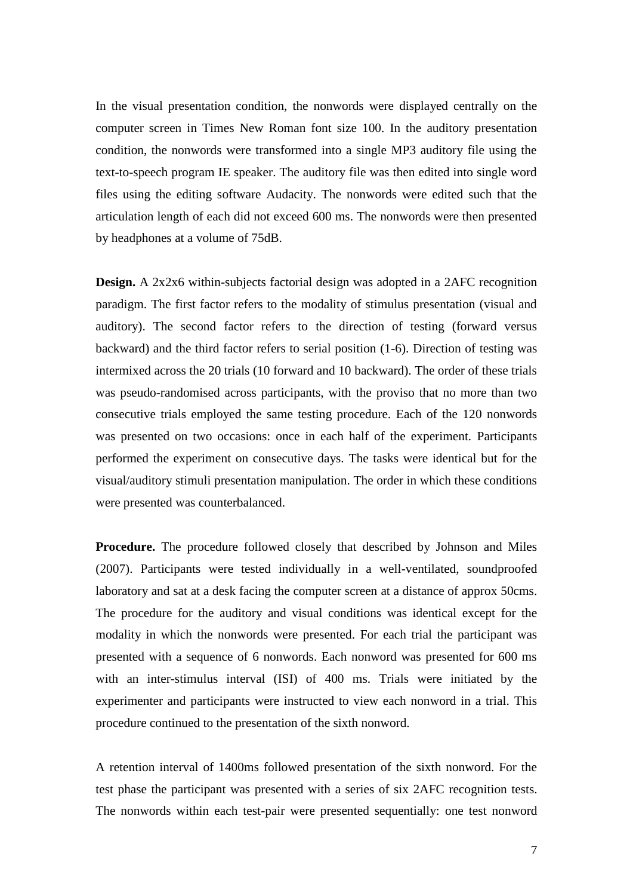In the visual presentation condition, the nonwords were displayed centrally on the computer screen in Times New Roman font size 100. In the auditory presentation condition, the nonwords were transformed into a single MP3 auditory file using the text-to-speech program IE speaker. The auditory file was then edited into single word files using the editing software Audacity. The nonwords were edited such that the articulation length of each did not exceed 600 ms. The nonwords were then presented by headphones at a volume of 75dB.

**Design.** A 2x2x6 within-subjects factorial design was adopted in a 2AFC recognition paradigm. The first factor refers to the modality of stimulus presentation (visual and auditory). The second factor refers to the direction of testing (forward versus backward) and the third factor refers to serial position (1-6). Direction of testing was intermixed across the 20 trials (10 forward and 10 backward). The order of these trials was pseudo-randomised across participants, with the proviso that no more than two consecutive trials employed the same testing procedure. Each of the 120 nonwords was presented on two occasions: once in each half of the experiment. Participants performed the experiment on consecutive days. The tasks were identical but for the visual/auditory stimuli presentation manipulation. The order in which these conditions were presented was counterbalanced.

**Procedure.** The procedure followed closely that described by Johnson and Miles (2007). Participants were tested individually in a well-ventilated, soundproofed laboratory and sat at a desk facing the computer screen at a distance of approx 50cms. The procedure for the auditory and visual conditions was identical except for the modality in which the nonwords were presented. For each trial the participant was presented with a sequence of 6 nonwords. Each nonword was presented for 600 ms with an inter-stimulus interval (ISI) of 400 ms. Trials were initiated by the experimenter and participants were instructed to view each nonword in a trial. This procedure continued to the presentation of the sixth nonword.

A retention interval of 1400ms followed presentation of the sixth nonword. For the test phase the participant was presented with a series of six 2AFC recognition tests. The nonwords within each test-pair were presented sequentially: one test nonword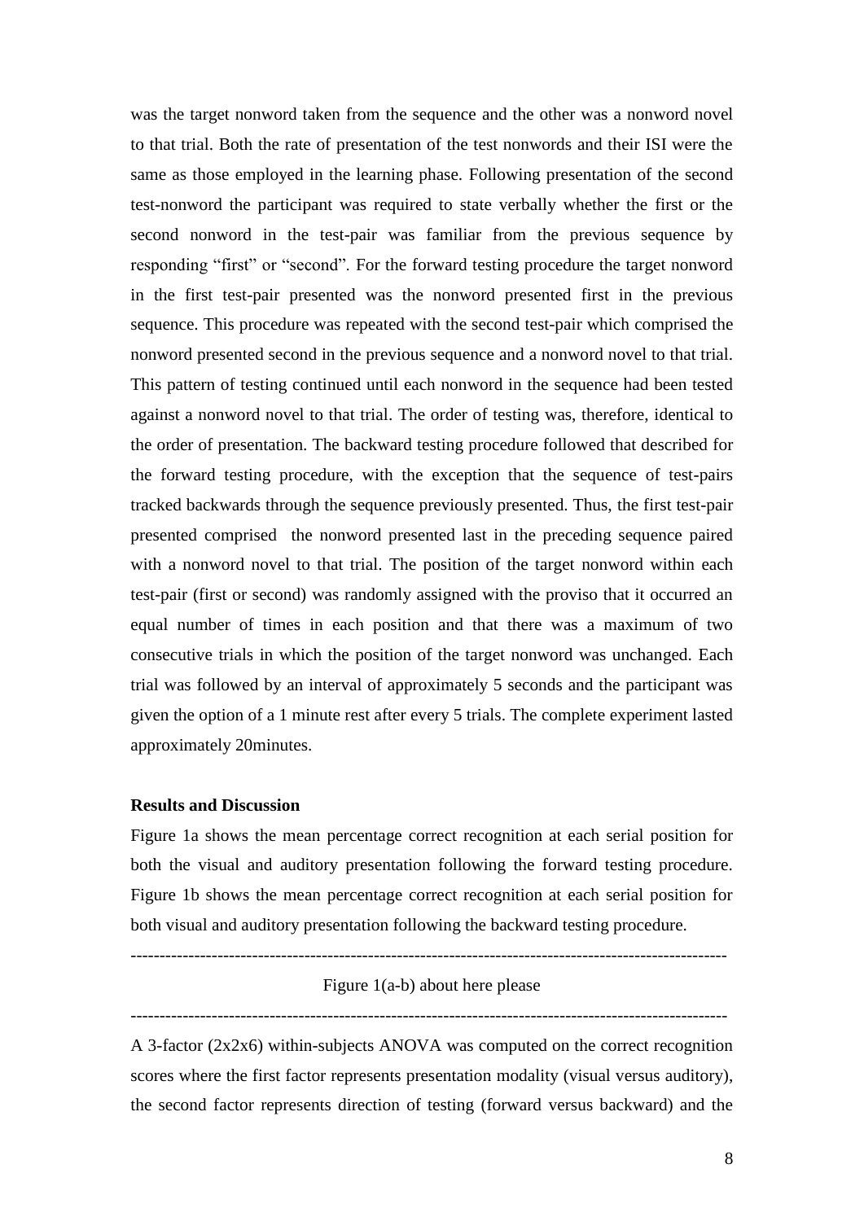was the target nonword taken from the sequence and the other was a nonword novel to that trial. Both the rate of presentation of the test nonwords and their ISI were the same as those employed in the learning phase. Following presentation of the second test-nonword the participant was required to state verbally whether the first or the second nonword in the test-pair was familiar from the previous sequence by responding "first" or "second". For the forward testing procedure the target nonword in the first test-pair presented was the nonword presented first in the previous sequence. This procedure was repeated with the second test-pair which comprised the nonword presented second in the previous sequence and a nonword novel to that trial. This pattern of testing continued until each nonword in the sequence had been tested against a nonword novel to that trial. The order of testing was, therefore, identical to the order of presentation. The backward testing procedure followed that described for the forward testing procedure, with the exception that the sequence of test-pairs tracked backwards through the sequence previously presented. Thus, the first test-pair presented comprised the nonword presented last in the preceding sequence paired with a nonword novel to that trial. The position of the target nonword within each test-pair (first or second) was randomly assigned with the proviso that it occurred an equal number of times in each position and that there was a maximum of two consecutive trials in which the position of the target nonword was unchanged. Each trial was followed by an interval of approximately 5 seconds and the participant was given the option of a 1 minute rest after every 5 trials. The complete experiment lasted approximately 20minutes.

**Results and Discussion**

Figure 1a shows the mean percentage correct recognition at each serial position for both the visual and auditory presentation following the forward testing procedure. Figure 1b shows the mean percentage correct recognition at each serial position for both visual and auditory presentation following the backward testing procedure.

---

Figure 1(a-b) about here please

---

A 3-factor (2x2x6) within-subjects ANOVA was computed on the correct recognition scores where the first factor represents presentation modality (visual versus auditory), the second factor represents direction of testing (forward versus backward) and the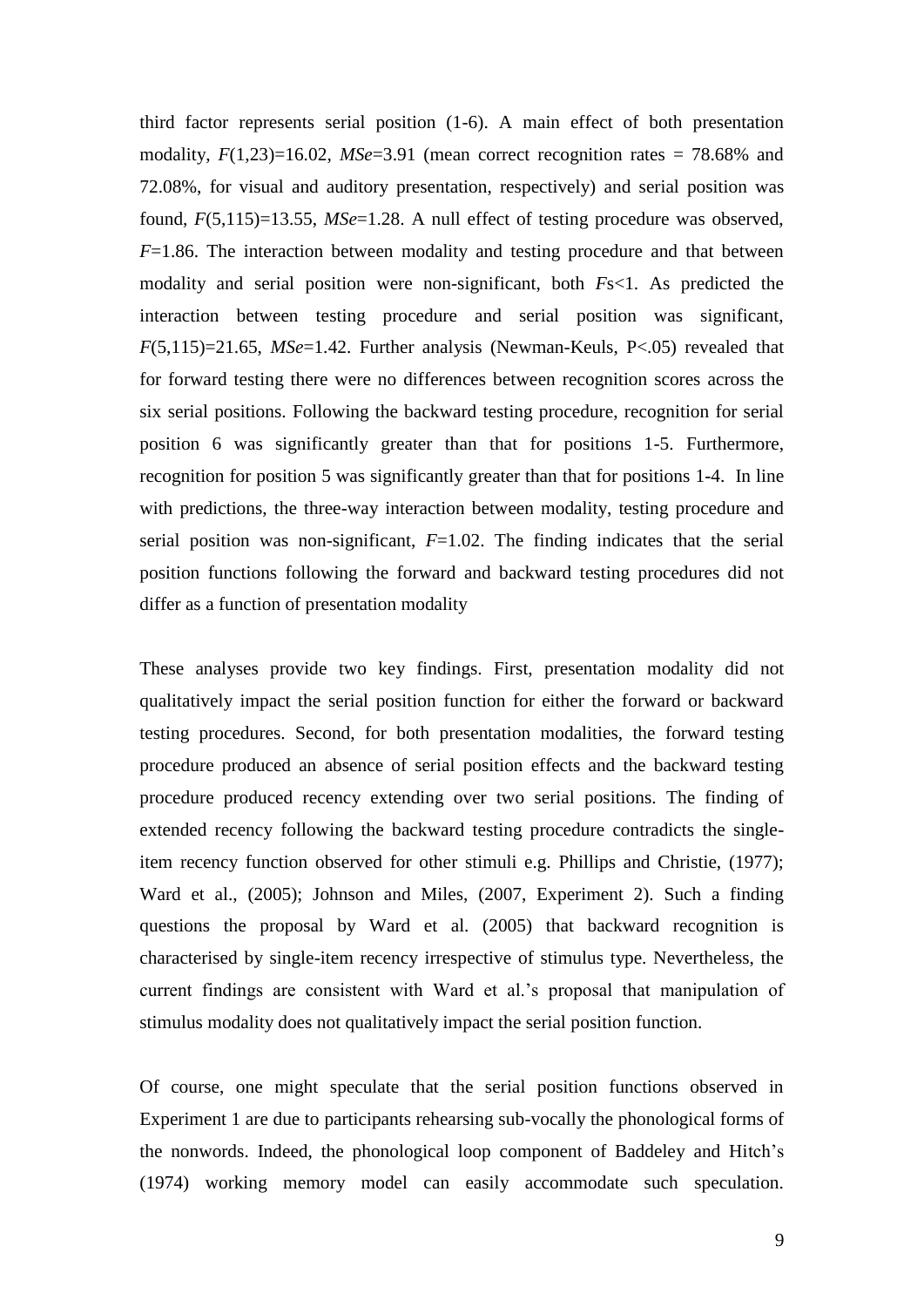third factor represents serial position (1-6). A main effect of both presentation modality, $F(1,23)=16.02$, $MSe=3.91$ (mean correct recognition rates = 78.68% and 72.08%, for visual and auditory presentation, respectively) and serial position was found, $F(5,115)=13.55$, $MSe=1.28$. A null effect of testing procedure was observed, $F=1.86$. The interaction between modality and testing procedure and that between modality and serial position were non-significant, both $F$s<1. As predicted the interaction between testing procedure and serial position was significant, $F(5,115)=21.65$, $MSe=1.42$. Further analysis (Newman-Keuls, $P<.05$) revealed that for forward testing there were no differences between recognition scores across the six serial positions. Following the backward testing procedure, recognition for serial position 6 was significantly greater than that for positions 1-5. Furthermore, recognition for position 5 was significantly greater than that for positions 1-4. In line with predictions, the three-way interaction between modality, testing procedure and serial position was non-significant, $F=1.02$. The finding indicates that the serial position functions following the forward and backward testing procedures did not differ as a function of presentation modality

These analyses provide two key findings. First, presentation modality did not qualitatively impact the serial position function for either the forward or backward testing procedures. Second, for both presentation modalities, the forward testing procedure produced an absence of serial position effects and the backward testing procedure produced recency extending over two serial positions. The finding of extended recency following the backward testing procedure contradicts the single-item recency function observed for other stimuli e.g. Phillips and Christie, (1977); Ward et al., (2005); Johnson and Miles, (2007, Experiment 2). Such a finding questions the proposal by Ward et al. (2005) that backward recognition is characterised by single-item recency irrespective of stimulus type. Nevertheless, the current findings are consistent with Ward et al.'s proposal that manipulation of stimulus modality does not qualitatively impact the serial position function.

Of course, one might speculate that the serial position functions observed in Experiment 1 are due to participants rehearsing sub-vocally the phonological forms of the nonwords. Indeed, the phonological loop component of Baddeley and Hitch's (1974) working memory model can easily accommodate such speculation.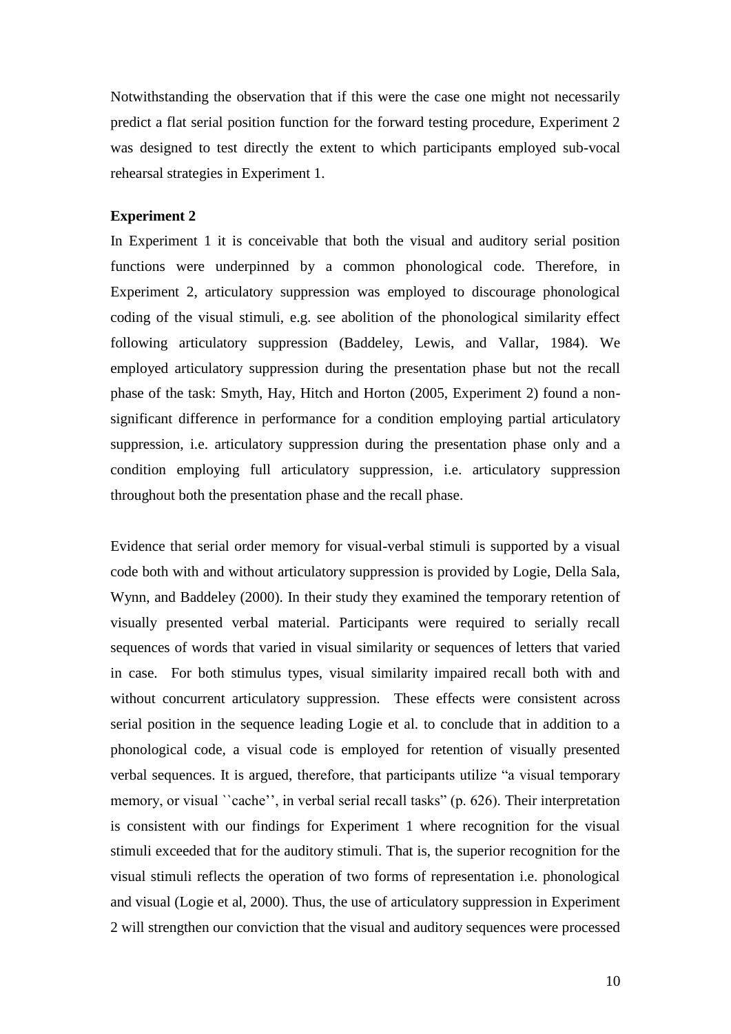Notwithstanding the observation that if this were the case one might not necessarily predict a flat serial position function for the forward testing procedure, Experiment 2 was designed to test directly the extent to which participants employed sub-vocal rehearsal strategies in Experiment 1.

**Experiment 2**

In Experiment 1 it is conceivable that both the visual and auditory serial position functions were underpinned by a common phonological code. Therefore, in Experiment 2, articulatory suppression was employed to discourage phonological coding of the visual stimuli, e.g. see abolition of the phonological similarity effect following articulatory suppression (Baddeley, Lewis, and Vallar, 1984). We employed articulatory suppression during the presentation phase but not the recall phase of the task: Smyth, Hay, Hitch and Horton (2005, Experiment 2) found a non-significant difference in performance for a condition employing partial articulatory suppression, i.e. articulatory suppression during the presentation phase only and a condition employing full articulatory suppression, i.e. articulatory suppression throughout both the presentation phase and the recall phase.

Evidence that serial order memory for visual-verbal stimuli is supported by a visual code both with and without articulatory suppression is provided by Logie, Della Sala, Wynn, and Baddeley (2000). In their study they examined the temporary retention of visually presented verbal material. Participants were required to serially recall sequences of words that varied in visual similarity or sequences of letters that varied in case. For both stimulus types, visual similarity impaired recall both with and without concurrent articulatory suppression. These effects were consistent across serial position in the sequence leading Logie et al. to conclude that in addition to a phonological code, a visual code is employed for retention of visually presented verbal sequences. It is argued, therefore, that participants utilize "a visual temporary memory, or visual ``cache'', in verbal serial recall tasks" (p. 626). Their interpretation is consistent with our findings for Experiment 1 where recognition for the visual stimuli exceeded that for the auditory stimuli. That is, the superior recognition for the visual stimuli reflects the operation of two forms of representation i.e. phonological and visual (Logie et al, 2000). Thus, the use of articulatory suppression in Experiment 2 will strengthen our conviction that the visual and auditory sequences were processed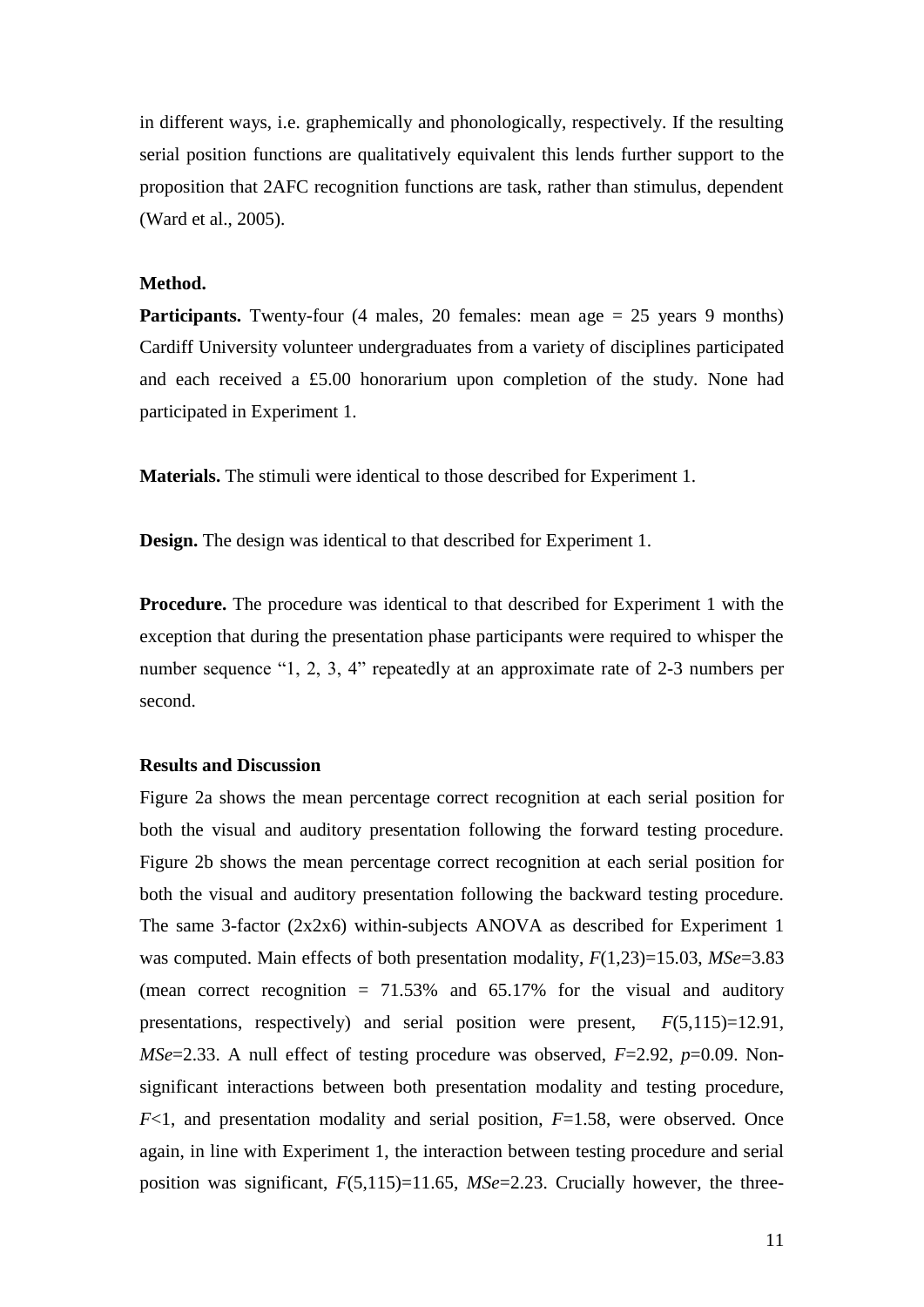in different ways, i.e. graphemically and phonologically, respectively. If the resulting serial position functions are qualitatively equivalent this lends further support to the proposition that 2AFC recognition functions are task, rather than stimulus, dependent (Ward et al., 2005).

**Method.**

**Participants.** Twenty-four (4 males, 20 females: mean age = 25 years 9 months) Cardiff University volunteer undergraduates from a variety of disciplines participated and each received a £5.00 honorarium upon completion of the study. None had participated in Experiment 1.

**Materials.** The stimuli were identical to those described for Experiment 1.

**Design.** The design was identical to that described for Experiment 1.

**Procedure.** The procedure was identical to that described for Experiment 1 with the exception that during the presentation phase participants were required to whisper the number sequence "1, 2, 3, 4" repeatedly at an approximate rate of 2-3 numbers per second.

**Results and Discussion**

Figure 2a shows the mean percentage correct recognition at each serial position for both the visual and auditory presentation following the forward testing procedure. Figure 2b shows the mean percentage correct recognition at each serial position for both the visual and auditory presentation following the backward testing procedure. The same 3-factor (2x2x6) within-subjects ANOVA as described for Experiment 1 was computed. Main effects of both presentation modality, $F(1,23)=15.03$, $MSe=3.83$ (mean correct recognition = 71.53% and 65.17% for the visual and auditory presentations, respectively) and serial position were present, $F(5,115)=12.91$, $MSe=2.33$. A null effect of testing procedure was observed, $F=2.92$, $p=0.09$. Non-significant interactions between both presentation modality and testing procedure, $F<1$, and presentation modality and serial position, $F=1.58$, were observed. Once again, in line with Experiment 1, the interaction between testing procedure and serial position was significant, $F(5,115)=11.65$, $MSe=2.23$. Crucially however, the three-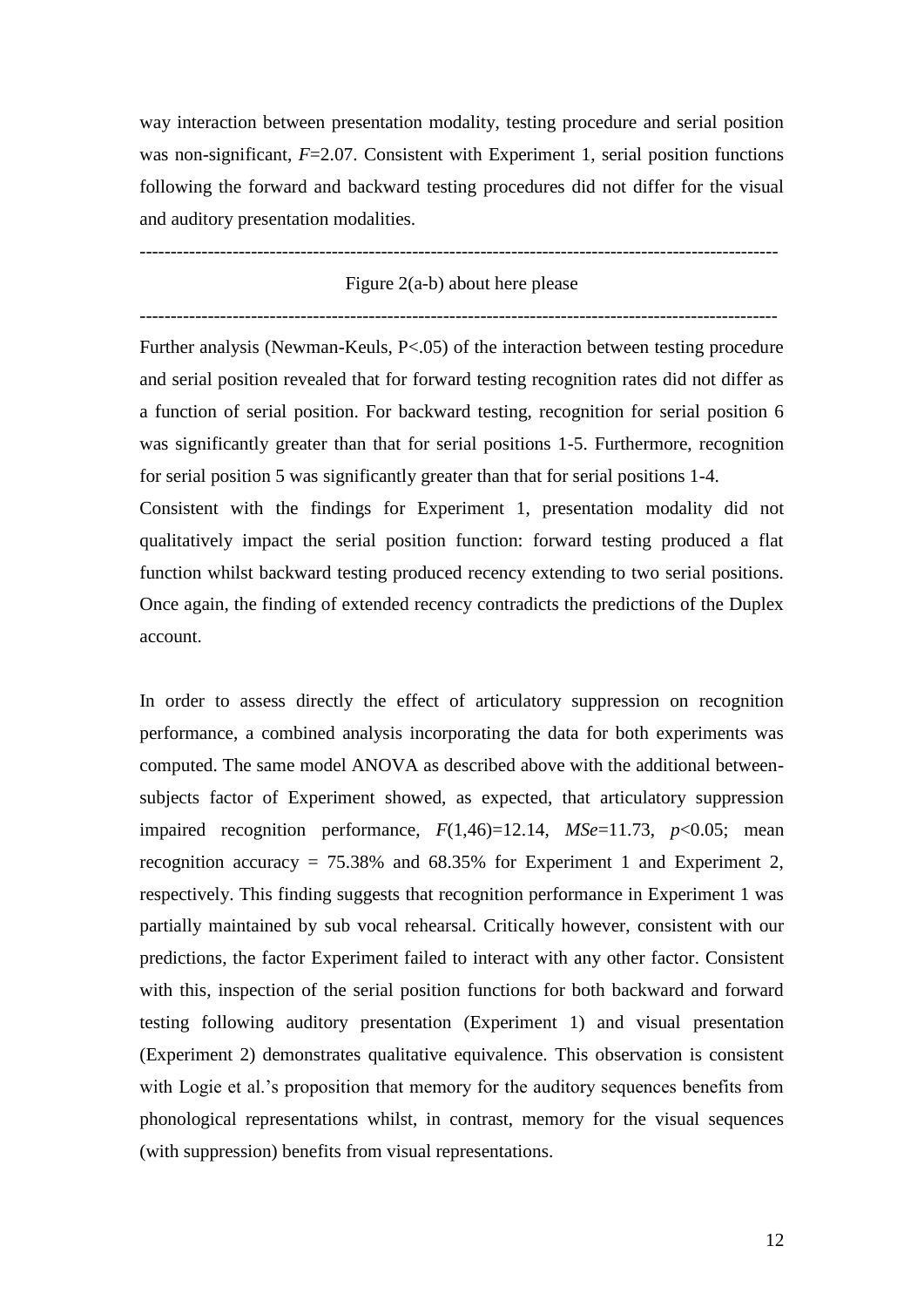way interaction between presentation modality, testing procedure and serial position was non-significant, $F$=2.07. Consistent with Experiment 1, serial position functions following the forward and backward testing procedures did not differ for the visual and auditory presentation modalities.

---

Figure 2(a-b) about here please

---

Further analysis (Newman-Keuls, $P<.05$) of the interaction between testing procedure and serial position revealed that for forward testing recognition rates did not differ as a function of serial position. For backward testing, recognition for serial position 6 was significantly greater than that for serial positions 1-5. Furthermore, recognition for serial position 5 was significantly greater than that for serial positions 1-4.

Consistent with the findings for Experiment 1, presentation modality did not qualitatively impact the serial position function: forward testing produced a flat function whilst backward testing produced recency extending to two serial positions. Once again, the finding of extended recency contradicts the predictions of the Duplex account.

In order to assess directly the effect of articulatory suppression on recognition performance, a combined analysis incorporating the data for both experiments was computed. The same model ANOVA as described above with the additional between-subjects factor of Experiment showed, as expected, that articulatory suppression impaired recognition performance, $F(1,46)$=12.14, $MSe$=11.73, $p<0.05$; mean recognition accuracy = 75.38% and 68.35% for Experiment 1 and Experiment 2, respectively. This finding suggests that recognition performance in Experiment 1 was partially maintained by sub vocal rehearsal. Critically however, consistent with our predictions, the factor Experiment failed to interact with any other factor. Consistent with this, inspection of the serial position functions for both backward and forward testing following auditory presentation (Experiment 1) and visual presentation (Experiment 2) demonstrates qualitative equivalence. This observation is consistent with Logie et al.'s proposition that memory for the auditory sequences benefits from phonological representations whilst, in contrast, memory for the visual sequences (with suppression) benefits from visual representations.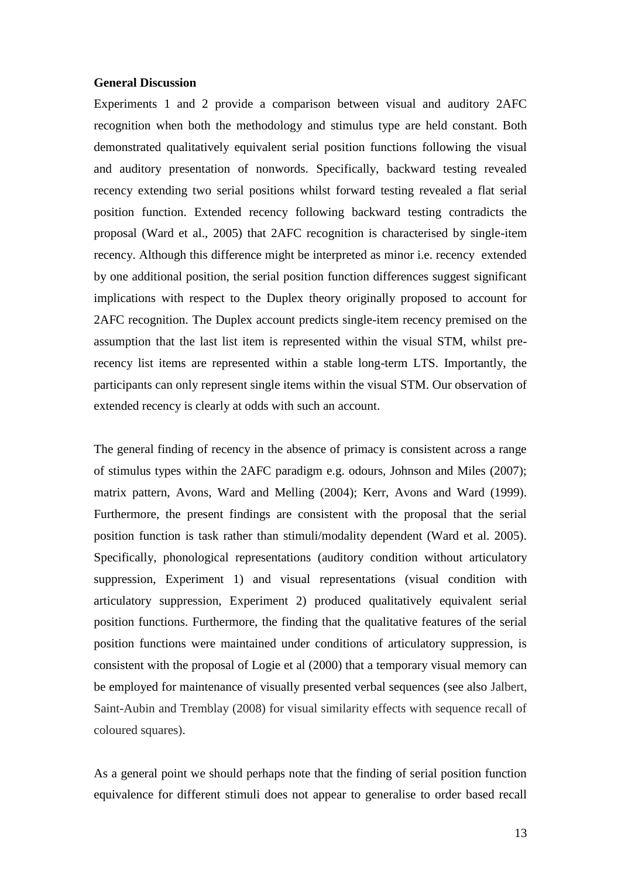**General Discussion**

Experiments 1 and 2 provide a comparison between visual and auditory 2AFC recognition when both the methodology and stimulus type are held constant. Both demonstrated qualitatively equivalent serial position functions following the visual and auditory presentation of nonwords. Specifically, backward testing revealed recency extending two serial positions whilst forward testing revealed a flat serial position function. Extended recency following backward testing contradicts the proposal (Ward et al., 2005) that 2AFC recognition is characterised by single-item recency. Although this difference might be interpreted as minor i.e. recency extended by one additional position, the serial position function differences suggest significant implications with respect to the Duplex theory originally proposed to account for 2AFC recognition. The Duplex account predicts single-item recency premised on the assumption that the last list item is represented within the visual STM, whilst pre-recency list items are represented within a stable long-term LTS. Importantly, the participants can only represent single items within the visual STM. Our observation of extended recency is clearly at odds with such an account.

The general finding of recency in the absence of primacy is consistent across a range of stimulus types within the 2AFC paradigm e.g. odours, Johnson and Miles (2007); matrix pattern, Avons, Ward and Melling (2004); Kerr, Avons and Ward (1999). Furthermore, the present findings are consistent with the proposal that the serial position function is task rather than stimuli/modality dependent (Ward et al. 2005). Specifically, phonological representations (auditory condition without articulatory suppression, Experiment 1) and visual representations (visual condition with articulatory suppression, Experiment 2) produced qualitatively equivalent serial position functions. Furthermore, the finding that the qualitative features of the serial position functions were maintained under conditions of articulatory suppression, is consistent with the proposal of Logie et al (2000) that a temporary visual memory can be employed for maintenance of visually presented verbal sequences (see also Jalbert, Saint-Aubin and Tremblay (2008) for visual similarity effects with sequence recall of coloured squares).

As a general point we should perhaps note that the finding of serial position function equivalence for different stimuli does not appear to generalise to order based recall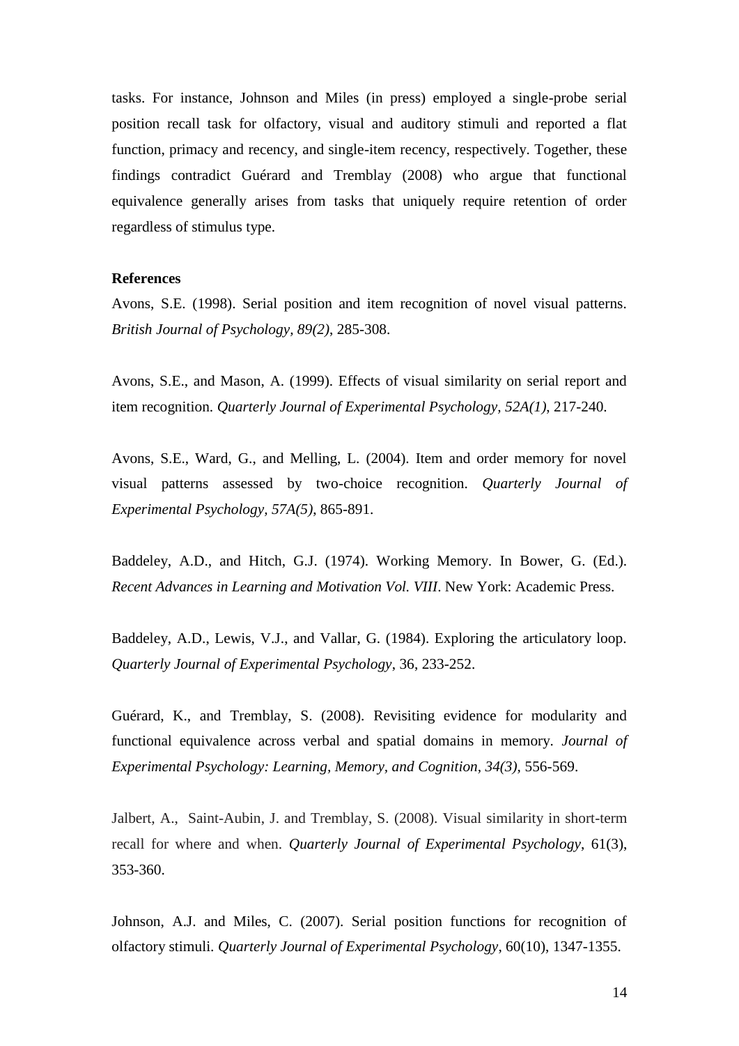tasks. For instance, Johnson and Miles (in press) employed a single-probe serial position recall task for olfactory, visual and auditory stimuli and reported a flat function, primacy and recency, and single-item recency, respectively. Together, these findings contradict Guérard and Tremblay (2008) who argue that functional equivalence generally arises from tasks that uniquely require retention of order regardless of stimulus type.

**References**

Avons, S.E. (1998). Serial position and item recognition of novel visual patterns. *British Journal of Psychology, 89(2)*, 285-308.

Avons, S.E., and Mason, A. (1999). Effects of visual similarity on serial report and item recognition. *Quarterly Journal of Experimental Psychology, 52A(1)*, 217-240.

Avons, S.E., Ward, G., and Melling, L. (2004). Item and order memory for novel visual patterns assessed by two-choice recognition. *Quarterly Journal of Experimental Psychology, 57A(5)*, 865-891.

Baddeley, A.D., and Hitch, G.J. (1974). Working Memory. In Bower, G. (Ed.). *Recent Advances in Learning and Motivation Vol. VIII*. New York: Academic Press.

Baddeley, A.D., Lewis, V.J., and Vallar, G. (1984). Exploring the articulatory loop. *Quarterly Journal of Experimental Psychology*, 36, 233-252.

Guérard, K., and Tremblay, S. (2008). Revisiting evidence for modularity and functional equivalence across verbal and spatial domains in memory. *Journal of Experimental Psychology: Learning, Memory, and Cognition, 34(3)*, 556-569.

Jalbert, A., Saint-Aubin, J. and Tremblay, S. (2008). Visual similarity in short-term recall for where and when. *Quarterly Journal of Experimental Psychology*, 61(3), 353-360.

Johnson, A.J. and Miles, C. (2007). Serial position functions for recognition of olfactory stimuli. *Quarterly Journal of Experimental Psychology*, 60(10), 1347-1355.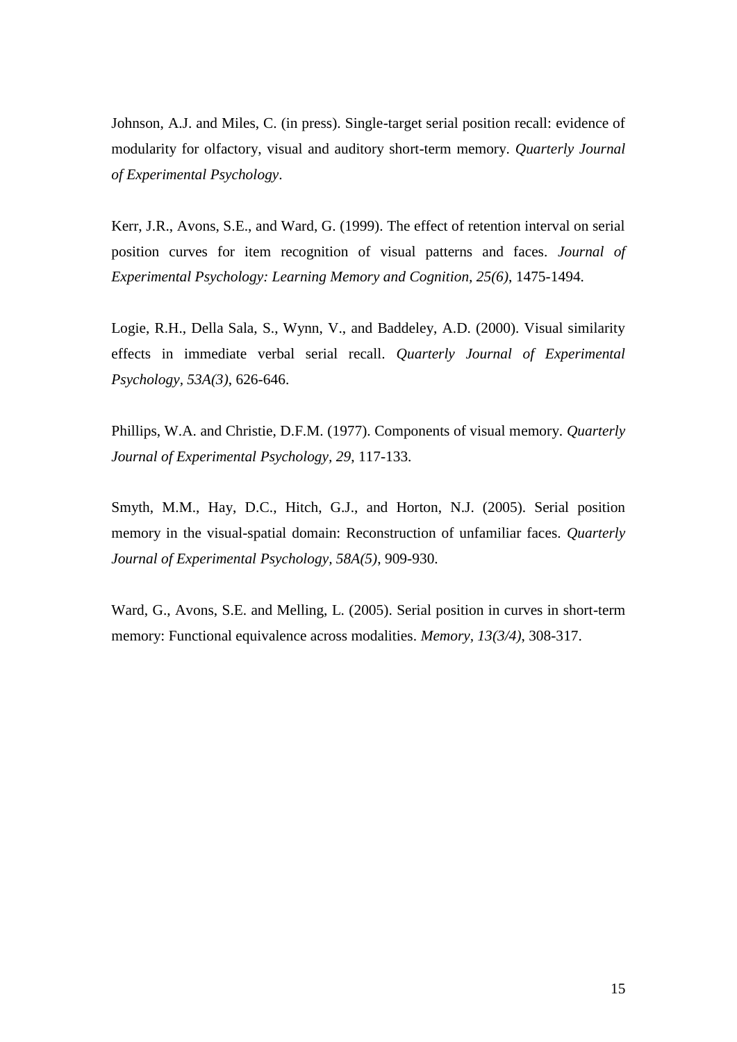Johnson, A.J. and Miles, C. (in press). Single-target serial position recall: evidence of modularity for olfactory, visual and auditory short-term memory. *Quarterly Journal of Experimental Psychology*.

Kerr, J.R., Avons, S.E., and Ward, G. (1999). The effect of retention interval on serial position curves for item recognition of visual patterns and faces. *Journal of Experimental Psychology: Learning Memory and Cognition, 25(6)*, 1475-1494.

Logie, R.H., Della Sala, S., Wynn, V., and Baddeley, A.D. (2000). Visual similarity effects in immediate verbal serial recall. *Quarterly Journal of Experimental Psychology, 53A(3)*, 626-646.

Phillips, W.A. and Christie, D.F.M. (1977). Components of visual memory. *Quarterly Journal of Experimental Psychology, 29*, 117-133.

Smyth, M.M., Hay, D.C., Hitch, G.J., and Horton, N.J. (2005). Serial position memory in the visual-spatial domain: Reconstruction of unfamiliar faces. *Quarterly Journal of Experimental Psychology, 58A(5)*, 909-930.

Ward, G., Avons, S.E. and Melling, L. (2005). Serial position in curves in short-term memory: Functional equivalence across modalities. *Memory, 13(3/4)*, 308-317.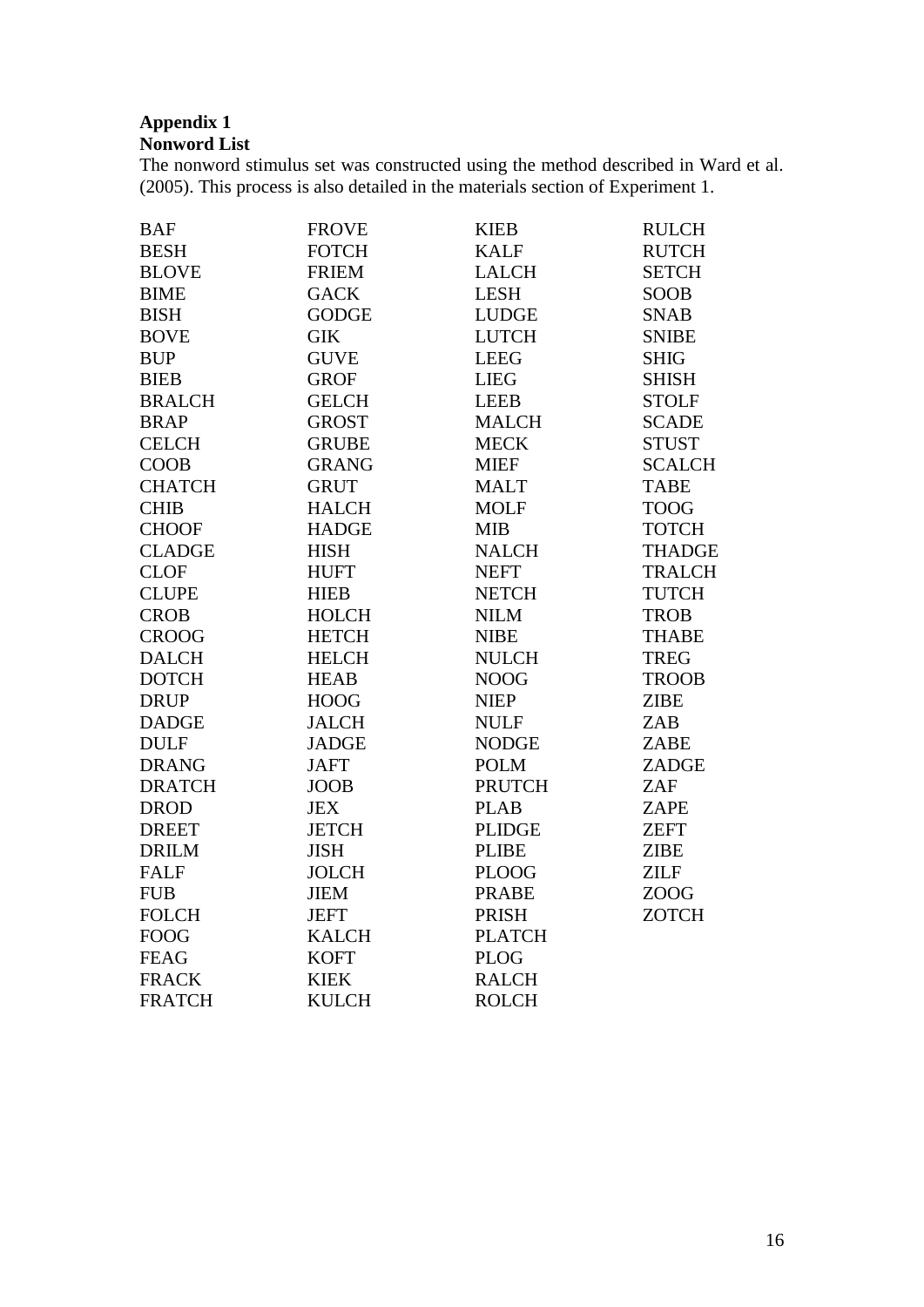**Appendix 1**
**Nonword List**

The nonword stimulus set was constructed using the method described in Ward et al. (2005). This process is also detailed in the materials section of Experiment 1.

| | | | |
|---|---|---|---|
| BAF | FROVE | KIEB | RULCH |
| BESH | FOTCH | KALF | RUTCH |
| BLOVE | FRIEM | LALCH | SETCH |
| BIME | GACK | LESH | SOOB |
| BISH | GODGE | LUDGE | SNAB |
| BOVE | GIK | LUTCH | SNIBE |
| BUP | GUVE | LEEG | SHIG |
| BIEB | GROF | LIEG | SHISH |
| BRALCH | GELCH | LEEB | STOLF |
| BRAP | GROST | MALCH | SCADE |
| CELCH | GRUBE | MECK | STUST |
| COOB | GRANG | MIEF | SCALCH |
| CHATCH | GRUT | MALT | TABE |
| CHIB | HALCH | MOLF | TOOG |
| CHOOF | HADGE | MIB | TOTCH |
| CLADGE | HISH | NALCH | THADGE |
| CLOF | HUFT | NEFT | TRALCH |
| CLUPE | HIEB | NETCH | TUTCH |
| CROB | HOLCH | NILM | TROB |
| CROOG | HETCH | NIBE | THABE |
| DALCH | HELCH | NULCH | TREG |
| DOTCH | HEAB | NOOG | TROOB |
| DRUP | HOOG | NIEP | ZIBE |
| DADGE | JALCH | NULF | ZAB |
| DULF | JADGE | NODGE | ZABE |
| DRANG | JAFT | POLM | ZADGE |
| DRATCH | JOOB | PRUTCH | ZAF |
| DROD | JEX | PLAB | ZAPE |
| DREET | JETCH | PLIDGE | ZEFT |
| DRILM | JISH | PLIBE | ZIBE |
| FALF | JOLCH | PLOOG | ZILF |
| FUB | JIEM | PRABE | ZOOG |
| FOLCH | JEFT | PRISH | ZOTCH |
| FOOG | KALCH | PLATCH | |
| FEAG | KOFT | PLOG | |
| FRACK | KIEK | RALCH | |
| FRATCH | KULCH | ROLCH | |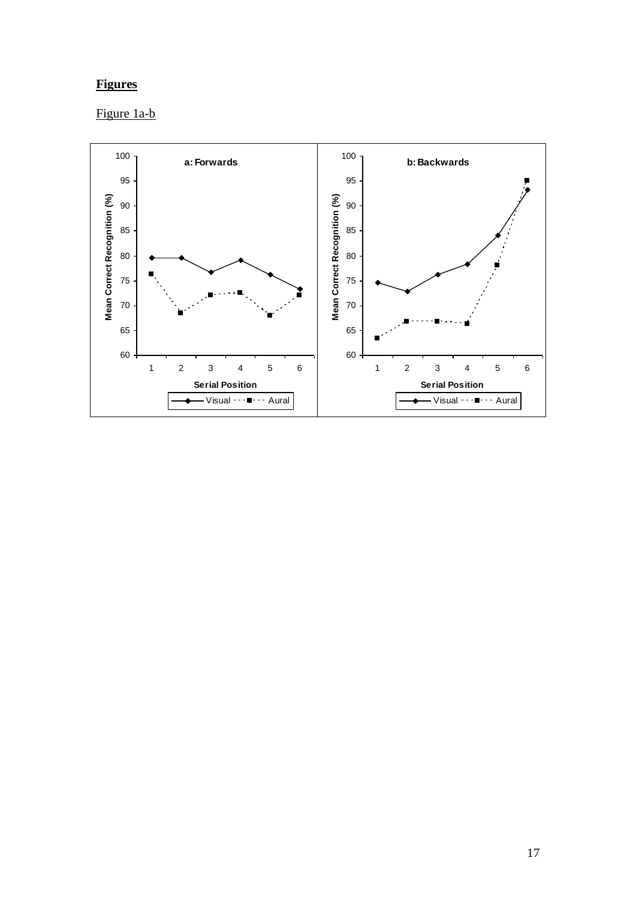**Figures**

Figure 1a-b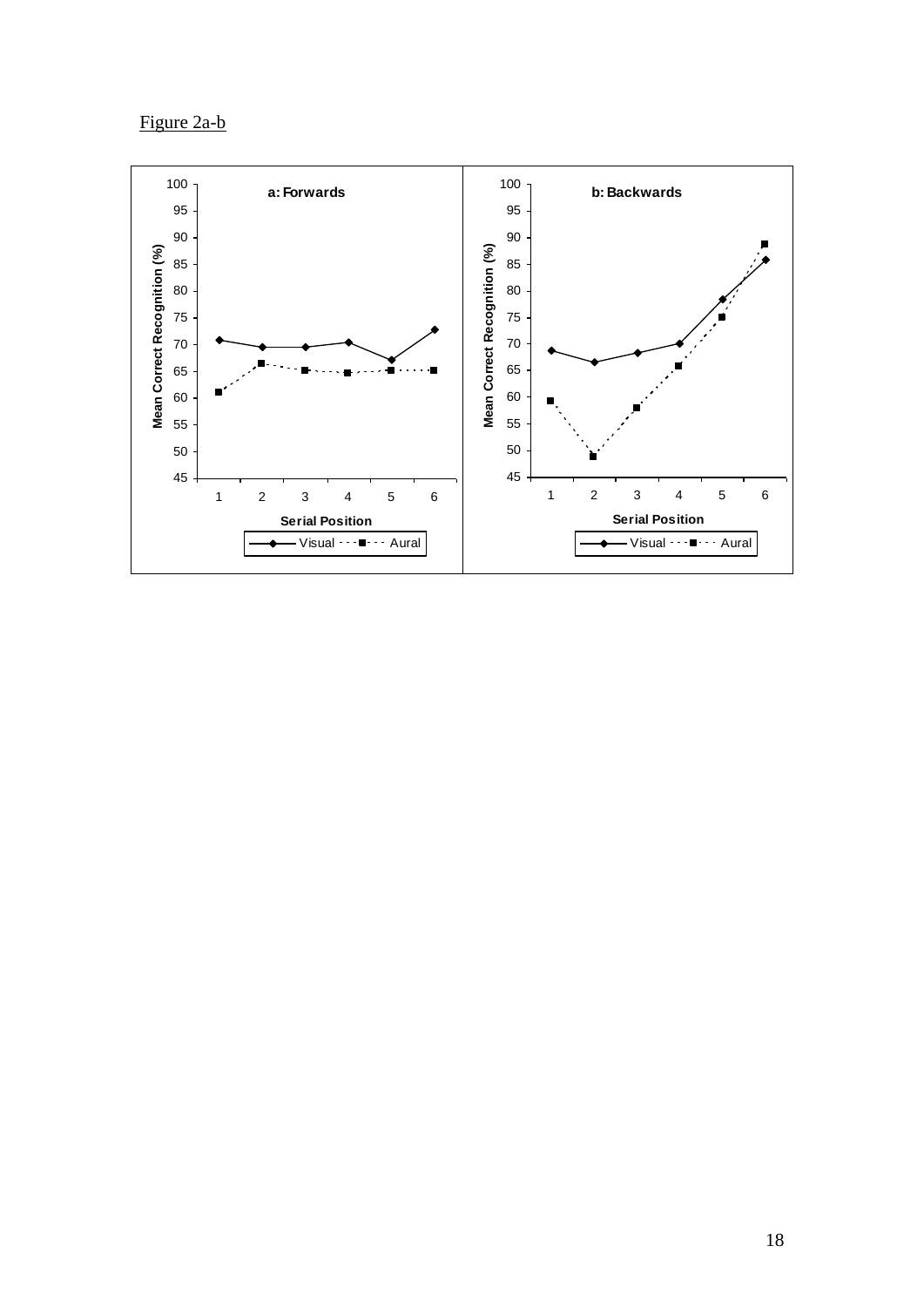Figure 2a-b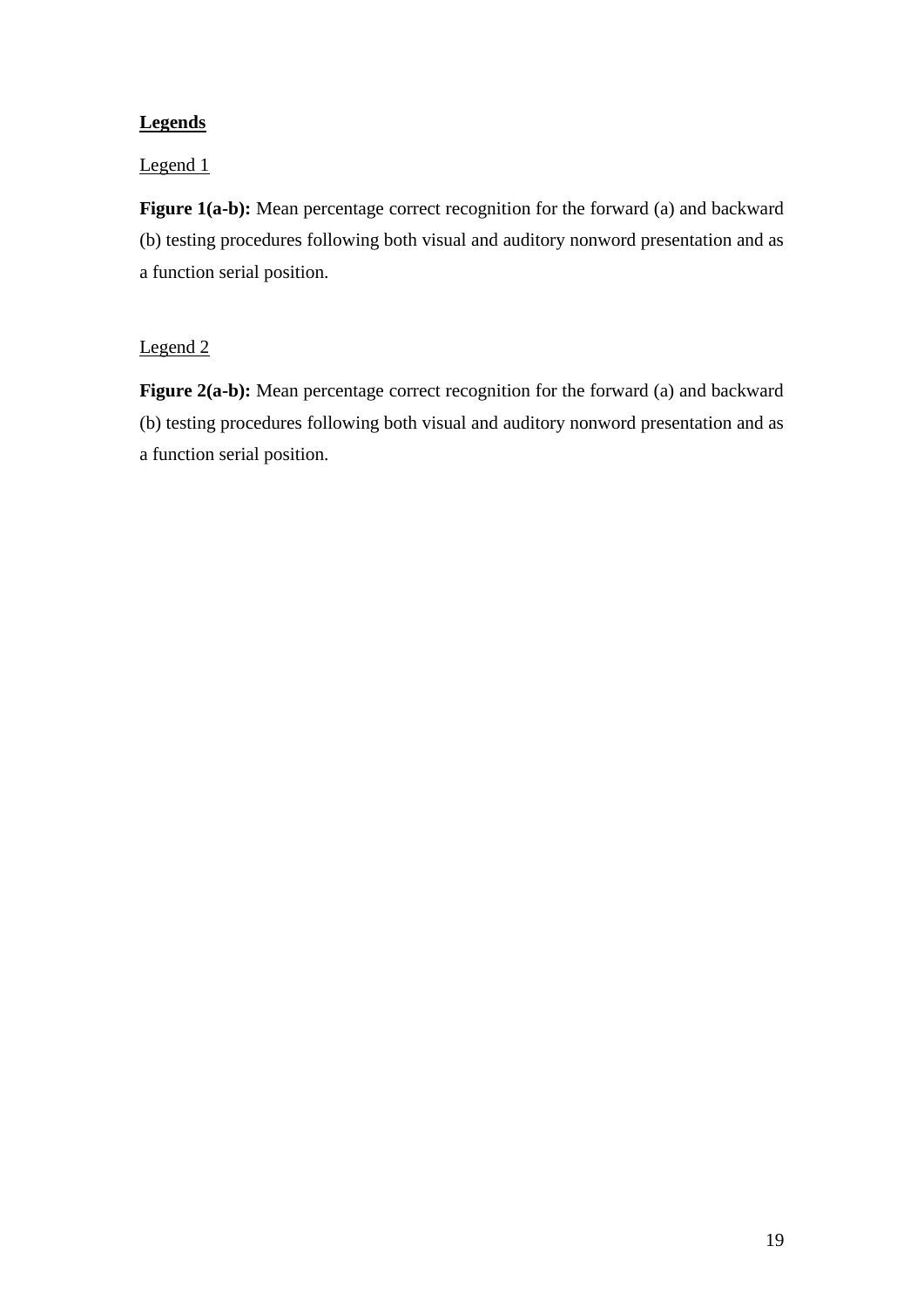## Legends

Legend 1

**Figure 1(a-b):** Mean percentage correct recognition for the forward (a) and backward (b) testing procedures following both visual and auditory nonword presentation and as a function serial position.

Legend 2

**Figure 2(a-b):** Mean percentage correct recognition for the forward (a) and backward (b) testing procedures following both visual and auditory nonword presentation and as a function serial position.